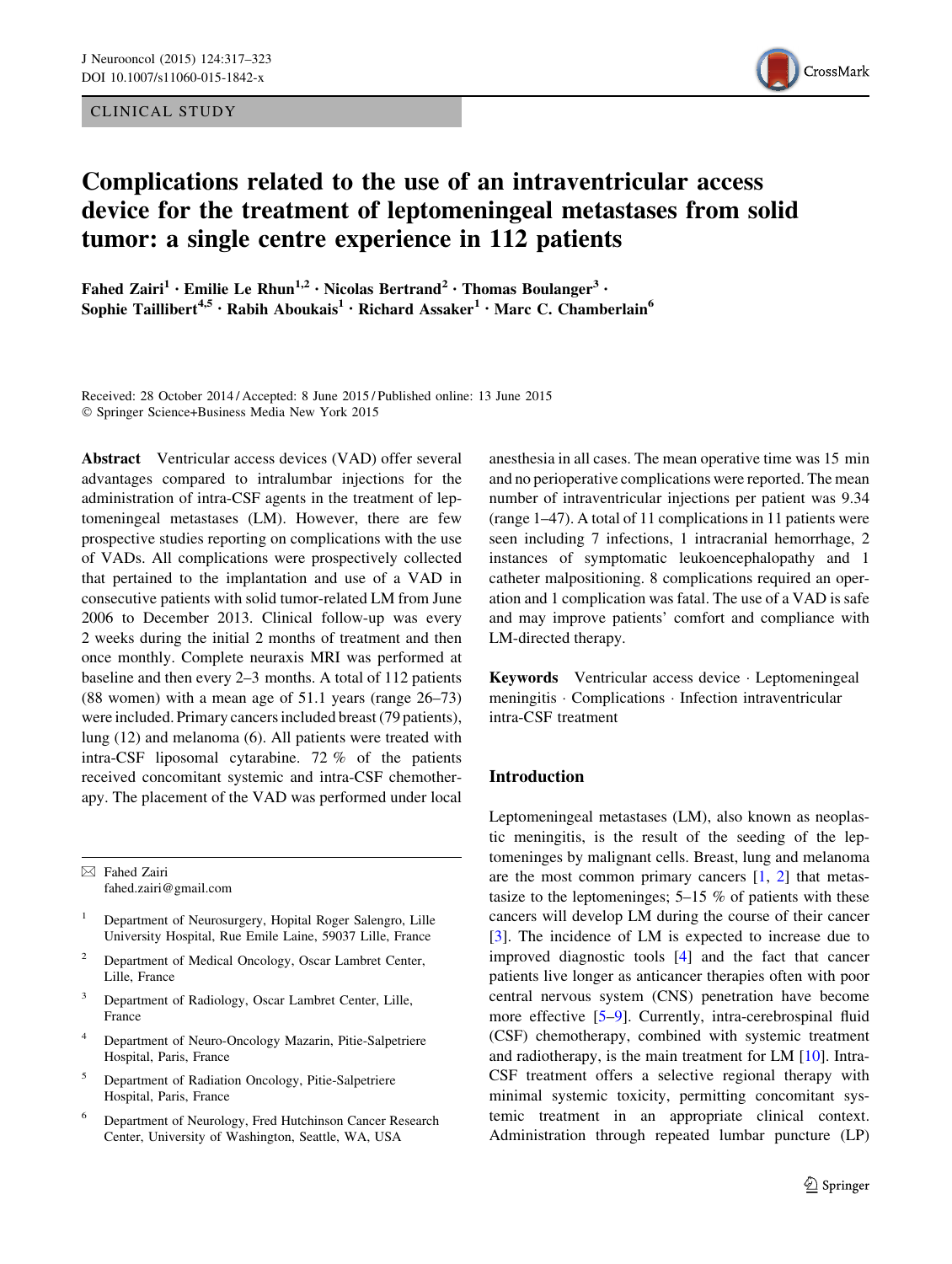CLINICAL STUDY

# Complications related to the use of an intraventricular access device for the treatment of leptomeningeal metastases from solid tumor: a single centre experience in 112 patients

**Fahed Zairi[1] · Emilie Le Rhun[1,2] · Nicolas Bertrand[2] · Thomas Boulanger[3] · Sophie Taillibert[4,5] · Rabih Aboukais[1] · Richard Assaker[1] · Marc C. Chamberlain[6]**

Received: 28 October 2014 / Accepted: 8 June 2015 / Published online: 13 June 2015
© Springer Science+Business Media New York 2015

**Abstract** Ventricular access devices (VAD) offer several advantages compared to intralumbar injections for the administration of intra-CSF agents in the treatment of leptomeningeal metastases (LM). However, there are few prospective studies reporting on complications with the use of VADs. All complications were prospectively collected that pertained to the implantation and use of a VAD in consecutive patients with solid tumor-related LM from June 2006 to December 2013. Clinical follow-up was every 2 weeks during the initial 2 months of treatment and then once monthly. Complete neuraxis MRI was performed at baseline and then every 2–3 months. A total of 112 patients (88 women) with a mean age of 51.1 years (range 26–73) were included. Primary cancers included breast (79 patients), lung (12) and melanoma (6). All patients were treated with intra-CSF liposomal cytarabine. 72 % of the patients received concomitant systemic and intra-CSF chemotherapy. The placement of the VAD was performed under local anesthesia in all cases. The mean operative time was 15 min and no perioperative complications were reported. The mean number of intraventricular injections per patient was 9.34 (range 1–47). A total of 11 complications in 11 patients were seen including 7 infections, 1 intracranial hemorrhage, 2 instances of symptomatic leukoencephalopathy and 1 catheter malpositioning. 8 complications required an operation and 1 complication was fatal. The use of a VAD is safe and may improve patients' comfort and compliance with LM-directed therapy.

**Keywords** Ventricular access device · Leptomeningeal meningitis · Complications · Infection intraventricular intra-CSF treatment

✉ Fahed Zairi
fahed.zairi@gmail.com

1 Department of Neurosurgery, Hopital Roger Salengro, Lille University Hospital, Rue Emile Laine, 59037 Lille, France

2 Department of Medical Oncology, Oscar Lambret Center, Lille, France

3 Department of Radiology, Oscar Lambret Center, Lille, France

4 Department of Neuro-Oncology Mazarin, Pitie-Salpetriere Hospital, Paris, France

5 Department of Radiation Oncology, Pitie-Salpetriere Hospital, Paris, France

6 Department of Neurology, Fred Hutchinson Cancer Research Center, University of Washington, Seattle, WA, USA

## Introduction

Leptomeningeal metastases (LM), also known as neoplastic meningitis, is the result of the seeding of the leptomeninges by malignant cells. Breast, lung and melanoma are the most common primary cancers [1, 2] that metastasize to the leptomeninges; 5–15 % of patients with these cancers will develop LM during the course of their cancer [3]. The incidence of LM is expected to increase due to improved diagnostic tools [4] and the fact that cancer patients live longer as anticancer therapies often with poor central nervous system (CNS) penetration have become more effective [5–9]. Currently, intra-cerebrospinal fluid (CSF) chemotherapy, combined with systemic treatment and radiotherapy, is the main treatment for LM [10]. Intra-CSF treatment offers a selective regional therapy with minimal systemic toxicity, permitting concomitant systemic treatment in an appropriate clinical context. Administration through repeated lumbar puncture (LP)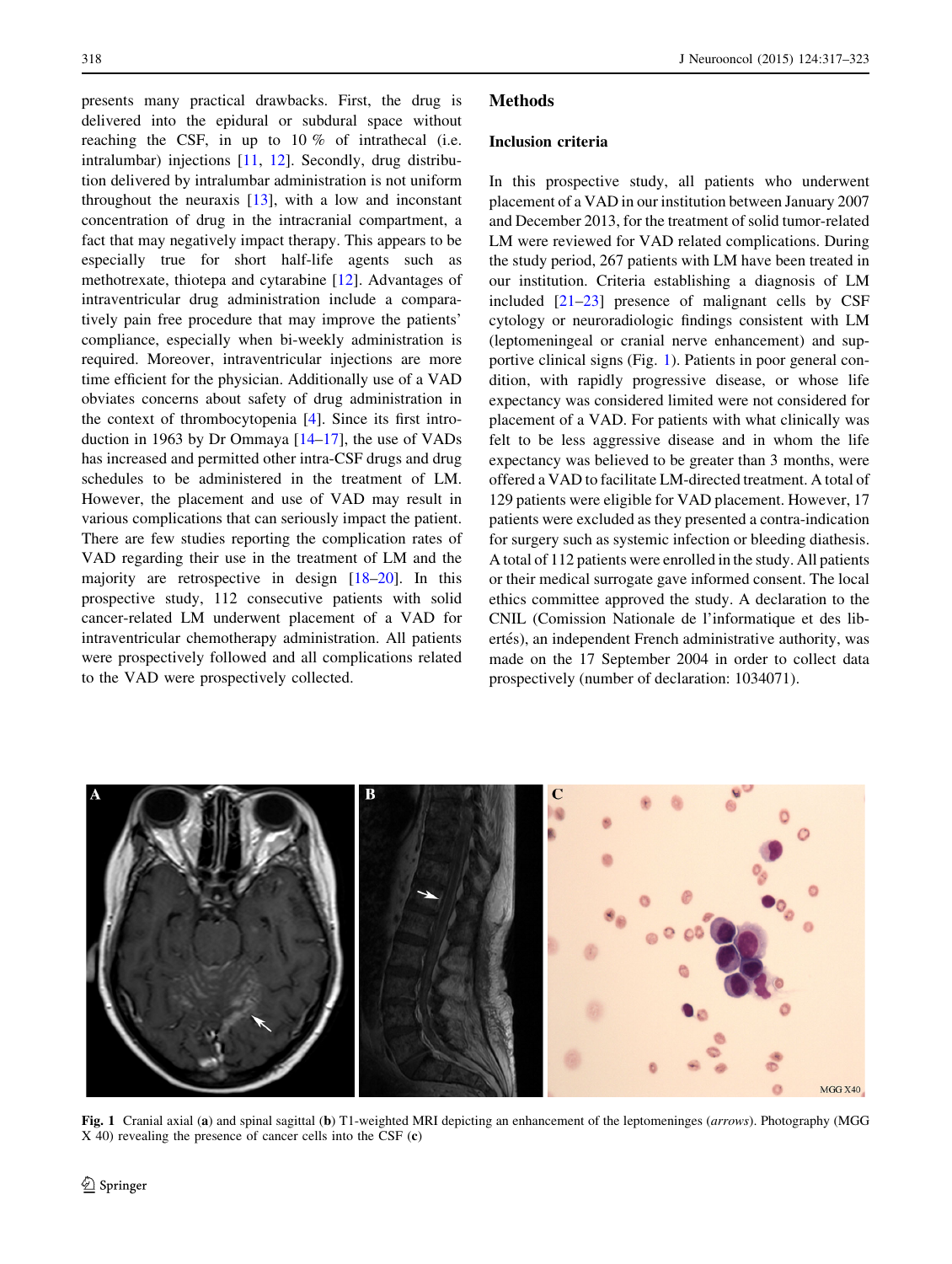presents many practical drawbacks. First, the drug is delivered into the epidural or subdural space without reaching the CSF, in up to 10 % of intrathecal (i.e. intralumbar) injections [11, 12]. Secondly, drug distribution delivered by intralumbar administration is not uniform throughout the neuraxis [13], with a low and inconstant concentration of drug in the intracranial compartment, a fact that may negatively impact therapy. This appears to be especially true for short half-life agents such as methotrexate, thiotepa and cytarabine [12]. Advantages of intraventricular drug administration include a comparatively pain free procedure that may improve the patients' compliance, especially when bi-weekly administration is required. Moreover, intraventricular injections are more time efficient for the physician. Additionally use of a VAD obviates concerns about safety of drug administration in the context of thrombocytopenia [4]. Since its first introduction in 1963 by Dr Ommaya [14–17], the use of VADs has increased and permitted other intra-CSF drugs and drug schedules to be administered in the treatment of LM. However, the placement and use of VAD may result in various complications that can seriously impact the patient. There are few studies reporting the complication rates of VAD regarding their use in the treatment of LM and the majority are retrospective in design [18–20]. In this prospective study, 112 consecutive patients with solid cancer-related LM underwent placement of a VAD for intraventricular chemotherapy administration. All patients were prospectively followed and all complications related to the VAD were prospectively collected.

## Methods

### Inclusion criteria

In this prospective study, all patients who underwent placement of a VAD in our institution between January 2007 and December 2013, for the treatment of solid tumor-related LM were reviewed for VAD related complications. During the study period, 267 patients with LM have been treated in our institution. Criteria establishing a diagnosis of LM included [21–23] presence of malignant cells by CSF cytology or neuroradiologic findings consistent with LM (leptomeningeal or cranial nerve enhancement) and supportive clinical signs (Fig. 1). Patients in poor general condition, with rapidly progressive disease, or whose life expectancy was considered limited were not considered for placement of a VAD. For patients with what clinically was felt to be less aggressive disease and in whom the life expectancy was believed to be greater than 3 months, were offered a VAD to facilitate LM-directed treatment. A total of 129 patients were eligible for VAD placement. However, 17 patients were excluded as they presented a contra-indication for surgery such as systemic infection or bleeding diathesis. A total of 112 patients were enrolled in the study. All patients or their medical surrogate gave informed consent. The local ethics committee approved the study. A declaration to the CNIL (Comission Nationale de l'informatique et des libertés), an independent French administrative authority, was made on the 17 September 2004 in order to collect data prospectively (number of declaration: 1034071).

**Fig. 1** Cranial axial (**a**) and spinal sagittal (**b**) T1-weighted MRI depicting an enhancement of the leptomeninges (*arrows*). Photography (MGG X 40) revealing the presence of cancer cells into the CSF (**c**)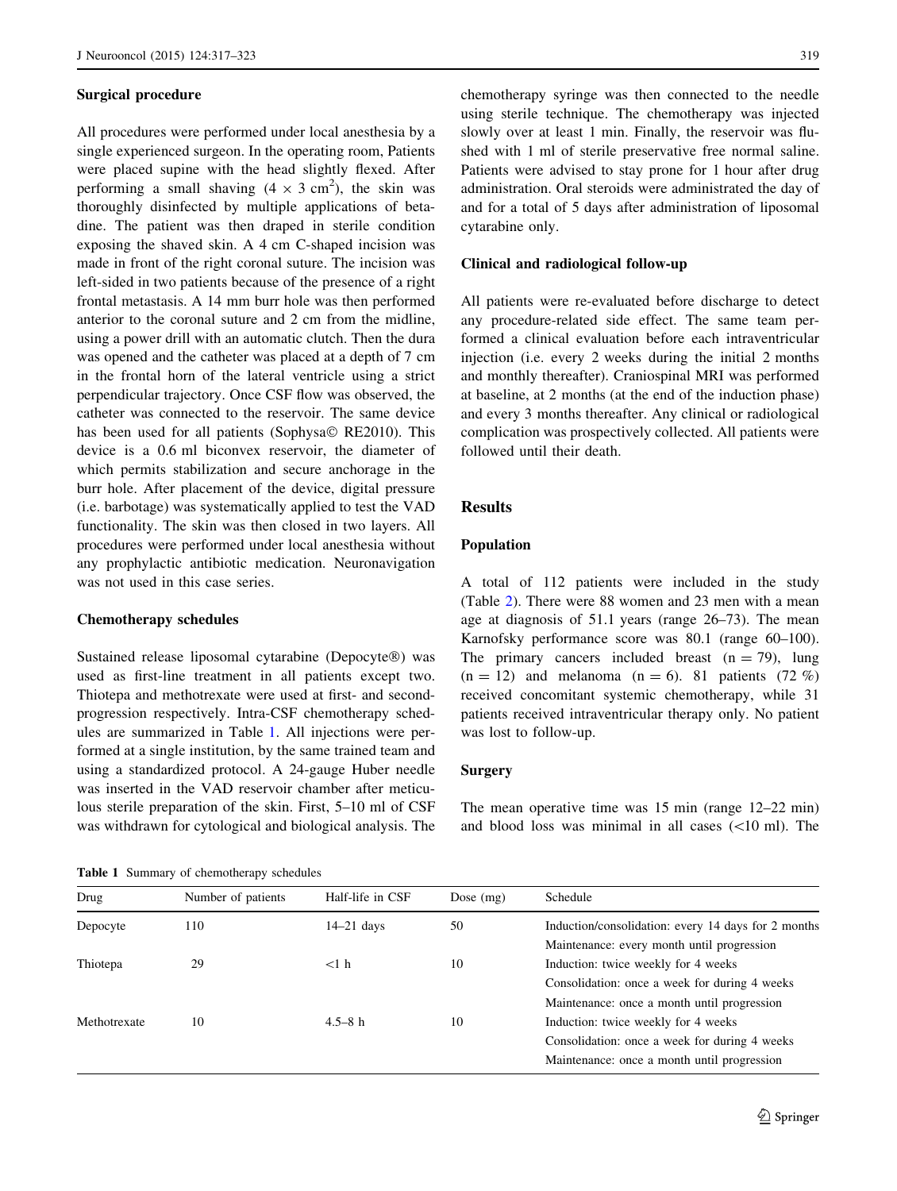### Surgical procedure

All procedures were performed under local anesthesia by a single experienced surgeon. In the operating room, Patients were placed supine with the head slightly flexed. After performing a small shaving ($4 \times 3$ cm$^2$), the skin was thoroughly disinfected by multiple applications of betadine. The patient was then draped in sterile condition exposing the shaved skin. A 4 cm C-shaped incision was made in front of the right coronal suture. The incision was left-sided in two patients because of the presence of a right frontal metastasis. A 14 mm burr hole was then performed anterior to the coronal suture and 2 cm from the midline, using a power drill with an automatic clutch. Then the dura was opened and the catheter was placed at a depth of 7 cm in the frontal horn of the lateral ventricle using a strict perpendicular trajectory. Once CSF flow was observed, the catheter was connected to the reservoir. The same device has been used for all patients (Sophysa© RE2010). This device is a 0.6 ml biconvex reservoir, the diameter of which permits stabilization and secure anchorage in the burr hole. After placement of the device, digital pressure (i.e. barbotage) was systematically applied to test the VAD functionality. The skin was then closed in two layers. All procedures were performed under local anesthesia without any prophylactic antibiotic medication. Neuronavigation was not used in this case series.

### Chemotherapy schedules

Sustained release liposomal cytarabine (Depocyte®) was used as first-line treatment in all patients except two. Thiotepa and methotrexate were used at first- and second-progression respectively. Intra-CSF chemotherapy schedules are summarized in Table 1. All injections were performed at a single institution, by the same trained team and using a standardized protocol. A 24-gauge Huber needle was inserted in the VAD reservoir chamber after meticulous sterile preparation of the skin. First, 5–10 ml of CSF was withdrawn for cytological and biological analysis. The chemotherapy syringe was then connected to the needle using sterile technique. The chemotherapy was injected slowly over at least 1 min. Finally, the reservoir was flushed with 1 ml of sterile preservative free normal saline. Patients were advised to stay prone for 1 hour after drug administration. Oral steroids were administrated the day of and for a total of 5 days after administration of liposomal cytarabine only.

**Table 1** Summary of chemotherapy schedules

| Drug | Number of patients | Half-life in CSF | Dose (mg) | Schedule |
|---|---|---|---|---|
| Depocyte | 110 | 14–21 days | 50 | Induction/consolidation: every 14 days for 2 months |
| | | | | Maintenance: every month until progression |
| Thiotepa | 29 | <1 h | 10 | Induction: twice weekly for 4 weeks |
| | | | | Consolidation: once a week for during 4 weeks |
| | | | | Maintenance: once a month until progression |
| Methotrexate | 10 | 4.5–8 h | 10 | Induction: twice weekly for 4 weeks |
| | | | | Consolidation: once a week for during 4 weeks |
| | | | | Maintenance: once a month until progression |

### Clinical and radiological follow-up

All patients were re-evaluated before discharge to detect any procedure-related side effect. The same team performed a clinical evaluation before each intraventricular injection (i.e. every 2 weeks during the initial 2 months and monthly thereafter). Craniospinal MRI was performed at baseline, at 2 months (at the end of the induction phase) and every 3 months thereafter. Any clinical or radiological complication was prospectively collected. All patients were followed until their death.

## Results

### Population

A total of 112 patients were included in the study (Table 2). There were 88 women and 23 men with a mean age at diagnosis of 51.1 years (range 26–73). The mean Karnofsky performance score was 80.1 (range 60–100). The primary cancers included breast (n = 79), lung (n = 12) and melanoma (n = 6). 81 patients (72 %) received concomitant systemic chemotherapy, while 31 patients received intraventricular therapy only. No patient was lost to follow-up.

### Surgery

The mean operative time was 15 min (range 12–22 min) and blood loss was minimal in all cases (<10 ml). The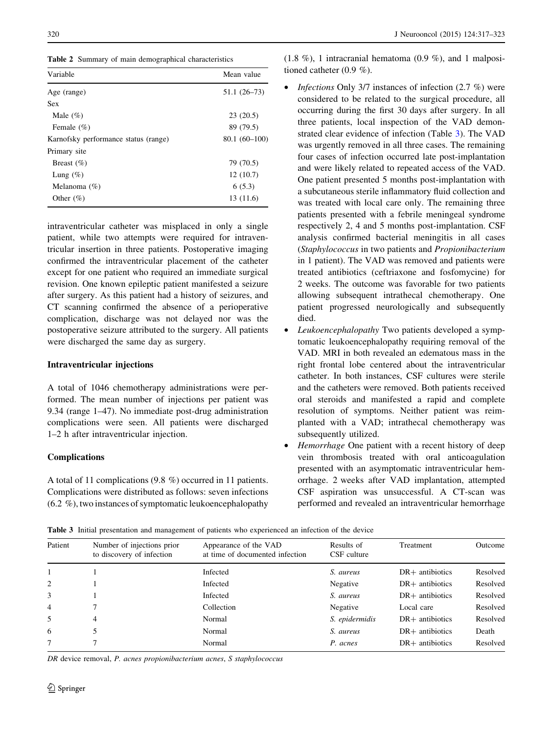**Table 2** Summary of main demographical characteristics

| Variable | Mean value |
|---|---|
| Age (range) | 51.1 (26–73) |
| Sex | |
| Male (%) | 23 (20.5) |
| Female (%) | 89 (79.5) |
| Karnofsky performance status (range) | 80.1 (60–100) |
| Primary site | |
| Breast (%) | 79 (70.5) |
| Lung (%) | 12 (10.7) |
| Melanoma (%) | 6 (5.3) |
| Other (%) | 13 (11.6) |

intraventricular catheter was misplaced in only a single patient, while two attempts were required for intraventricular insertion in three patients. Postoperative imaging confirmed the intraventricular placement of the catheter except for one patient who required an immediate surgical revision. One known epileptic patient manifested a seizure after surgery. As this patient had a history of seizures, and CT scanning confirmed the absence of a perioperative complication, discharge was not delayed nor was the postoperative seizure attributed to the surgery. All patients were discharged the same day as surgery.

### Intraventricular injections

A total of 1046 chemotherapy administrations were performed. The mean number of injections per patient was 9.34 (range 1–47). No immediate post-drug administration complications were seen. All patients were discharged 1–2 h after intraventricular injection.

### Complications

A total of 11 complications (9.8 %) occurred in 11 patients. Complications were distributed as follows: seven infections (6.2 %), two instances of symptomatic leukoencephalopathy (1.8 %), 1 intracranial hematoma (0.9 %), and 1 malpositioned catheter (0.9 %).

- *Infections* Only 3/7 instances of infection (2.7 %) were considered to be related to the surgical procedure, all occurring during the first 30 days after surgery. In all three patients, local inspection of the VAD demonstrated clear evidence of infection (Table 3). The VAD was urgently removed in all three cases. The remaining four cases of infection occurred late post-implantation and were likely related to repeated access of the VAD. One patient presented 5 months post-implantation with a subcutaneous sterile inflammatory fluid collection and was treated with local care only. The remaining three patients presented with a febrile meningeal syndrome respectively 2, 4 and 5 months post-implantation. CSF analysis confirmed bacterial meningitis in all cases (*Staphylococcus* in two patients and *Propionibacterium* in 1 patient). The VAD was removed and patients were treated antibiotics (ceftriaxone and fosfomycine) for 2 weeks. The outcome was favorable for two patients allowing subsequent intrathecal chemotherapy. One patient progressed neurologically and subsequently died.
- *Leukoencephalopathy* Two patients developed a symptomatic leukoencephalopathy requiring removal of the VAD. MRI in both revealed an edematous mass in the right frontal lobe centered about the intraventricular catheter. In both instances, CSF cultures were sterile and the catheters were removed. Both patients received oral steroids and manifested a rapid and complete resolution of symptoms. Neither patient was reimplanted with a VAD; intrathecal chemotherapy was subsequently utilized.
- *Hemorrhage* One patient with a recent history of deep vein thrombosis treated with oral anticoagulation presented with an asymptomatic intraventricular hemorrhage. 2 weeks after VAD implantation, attempted CSF aspiration was unsuccessful. A CT-scan was performed and revealed an intraventricular hemorrhage

**Table 3** Initial presentation and management of patients who experienced an infection of the device

| Patient | Number of injections prior to discovery of infection | Appearance of the VAD at time of documented infection | Results of CSF culture | Treatment | Outcome |
|---|---|---|---|---|---|
| 1 | 1 | Infected | *S. aureus* | DR+ antibiotics | Resolved |
| 2 | 1 | Infected | Negative | DR+ antibiotics | Resolved |
| 3 | 1 | Infected | *S. aureus* | DR+ antibiotics | Resolved |
| 4 | 7 | Collection | Negative | Local care | Resolved |
| 5 | 4 | Normal | *S. epidermidis* | DR+ antibiotics | Resolved |
| 6 | 5 | Normal | *S. aureus* | DR+ antibiotics | Death |
| 7 | 7 | Normal | *P. acnes* | DR+ antibiotics | Resolved |

*DR* device removal, *P. acnes propionibacterium acnes*, *S staphylococcus*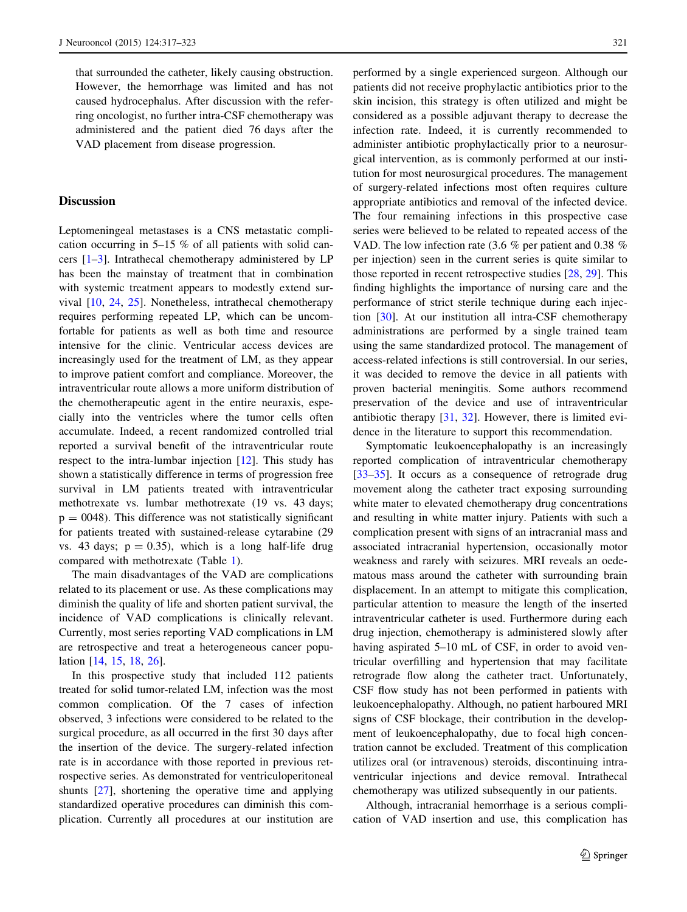that surrounded the catheter, likely causing obstruction. However, the hemorrhage was limited and has not caused hydrocephalus. After discussion with the referring oncologist, no further intra-CSF chemotherapy was administered and the patient died 76 days after the VAD placement from disease progression.

## Discussion

Leptomeningeal metastases is a CNS metastatic complication occurring in 5–15 % of all patients with solid cancers [1–3]. Intrathecal chemotherapy administered by LP has been the mainstay of treatment that in combination with systemic treatment appears to modestly extend survival [10, 24, 25]. Nonetheless, intrathecal chemotherapy requires performing repeated LP, which can be uncomfortable for patients as well as both time and resource intensive for the clinic. Ventricular access devices are increasingly used for the treatment of LM, as they appear to improve patient comfort and compliance. Moreover, the intraventricular route allows a more uniform distribution of the chemotherapeutic agent in the entire neuraxis, especially into the ventricles where the tumor cells often accumulate. Indeed, a recent randomized controlled trial reported a survival benefit of the intraventricular route respect to the intra-lumbar injection [12]. This study has shown a statistically difference in terms of progression free survival in LM patients treated with intraventricular methotrexate vs. lumbar methotrexate (19 vs. 43 days; $p = 0048$). This difference was not statistically significant for patients treated with sustained-release cytarabine (29 vs. 43 days; $p = 0.35$), which is a long half-life drug compared with methotrexate (Table 1).

The main disadvantages of the VAD are complications related to its placement or use. As these complications may diminish the quality of life and shorten patient survival, the incidence of VAD complications is clinically relevant. Currently, most series reporting VAD complications in LM are retrospective and treat a heterogeneous cancer population [14, 15, 18, 26].

In this prospective study that included 112 patients treated for solid tumor-related LM, infection was the most common complication. Of the 7 cases of infection observed, 3 infections were considered to be related to the surgical procedure, as all occurred in the first 30 days after the insertion of the device. The surgery-related infection rate is in accordance with those reported in previous retrospective series. As demonstrated for ventriculoperitoneal shunts [27], shortening the operative time and applying standardized operative procedures can diminish this complication. Currently all procedures at our institution are performed by a single experienced surgeon. Although our patients did not receive prophylactic antibiotics prior to the skin incision, this strategy is often utilized and might be considered as a possible adjuvant therapy to decrease the infection rate. Indeed, it is currently recommended to administer antibiotic prophylactically prior to a neurosurgical intervention, as is commonly performed at our institution for most neurosurgical procedures. The management of surgery-related infections most often requires culture appropriate antibiotics and removal of the infected device. The four remaining infections in this prospective case series were believed to be related to repeated access of the VAD. The low infection rate (3.6 % per patient and 0.38 % per injection) seen in the current series is quite similar to those reported in recent retrospective studies [28, 29]. This finding highlights the importance of nursing care and the performance of strict sterile technique during each injection [30]. At our institution all intra-CSF chemotherapy administrations are performed by a single trained team using the same standardized protocol. The management of access-related infections is still controversial. In our series, it was decided to remove the device in all patients with proven bacterial meningitis. Some authors recommend preservation of the device and use of intraventricular antibiotic therapy [31, 32]. However, there is limited evidence in the literature to support this recommendation.

Symptomatic leukoencephalopathy is an increasingly reported complication of intraventricular chemotherapy [33–35]. It occurs as a consequence of retrograde drug movement along the catheter tract exposing surrounding white mater to elevated chemotherapy drug concentrations and resulting in white matter injury. Patients with such a complication present with signs of an intracranial mass and associated intracranial hypertension, occasionally motor weakness and rarely with seizures. MRI reveals an oedematous mass around the catheter with surrounding brain displacement. In an attempt to mitigate this complication, particular attention to measure the length of the inserted intraventricular catheter is used. Furthermore during each drug injection, chemotherapy is administered slowly after having aspirated 5–10 mL of CSF, in order to avoid ventricular overfilling and hypertension that may facilitate retrograde flow along the catheter tract. Unfortunately, CSF flow study has not been performed in patients with leukoencephalopathy. Although, no patient harboured MRI signs of CSF blockage, their contribution in the development of leukoencephalopathy, due to focal high concentration cannot be excluded. Treatment of this complication utilizes oral (or intravenous) steroids, discontinuing intraventricular injections and device removal. Intrathecal chemotherapy was utilized subsequently in our patients.

Although, intracranial hemorrhage is a serious complication of VAD insertion and use, this complication has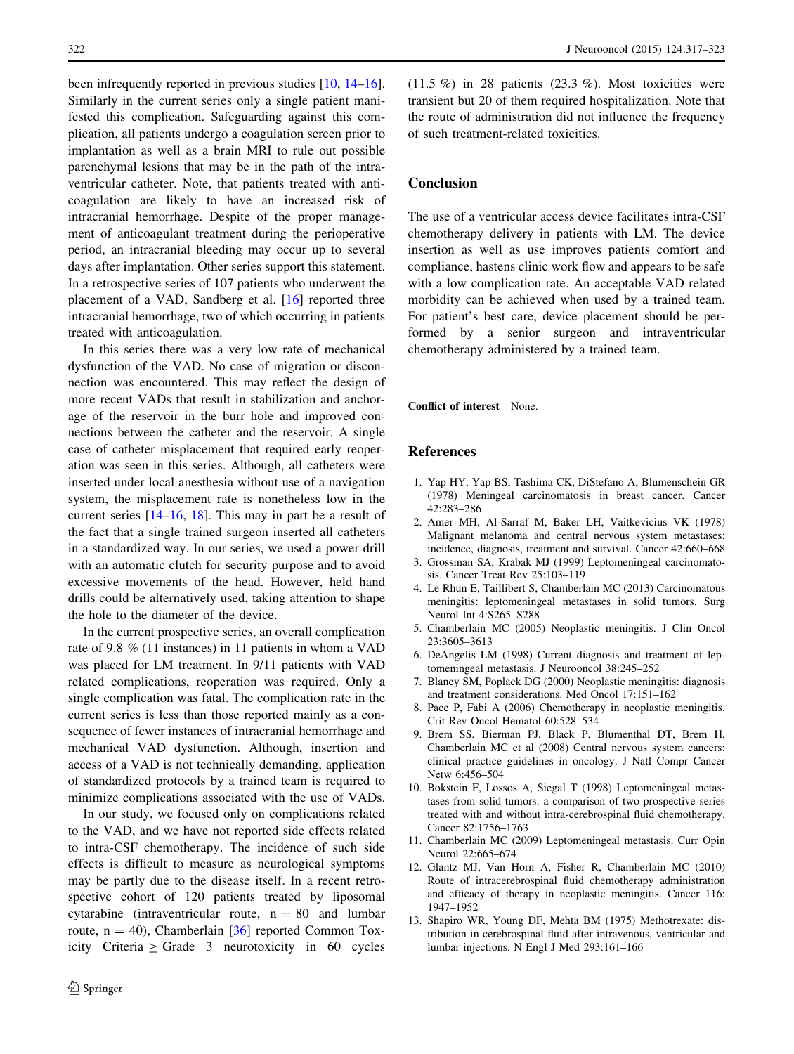been infrequently reported in previous studies [10, 14–16]. Similarly in the current series only a single patient manifested this complication. Safeguarding against this complication, all patients undergo a coagulation screen prior to implantation as well as a brain MRI to rule out possible parenchymal lesions that may be in the path of the intraventricular catheter. Note, that patients treated with anticoagulation are likely to have an increased risk of intracranial hemorrhage. Despite of the proper management of anticoagulant treatment during the perioperative period, an intracranial bleeding may occur up to several days after implantation. Other series support this statement. In a retrospective series of 107 patients who underwent the placement of a VAD, Sandberg et al. [16] reported three intracranial hemorrhage, two of which occurring in patients treated with anticoagulation.

In this series there was a very low rate of mechanical dysfunction of the VAD. No case of migration or disconnection was encountered. This may reflect the design of more recent VADs that result in stabilization and anchorage of the reservoir in the burr hole and improved connections between the catheter and the reservoir. A single case of catheter misplacement that required early reoperation was seen in this series. Although, all catheters were inserted under local anesthesia without use of a navigation system, the misplacement rate is nonetheless low in the current series [14–16, 18]. This may in part be a result of the fact that a single trained surgeon inserted all catheters in a standardized way. In our series, we used a power drill with an automatic clutch for security purpose and to avoid excessive movements of the head. However, held hand drills could be alternatively used, taking attention to shape the hole to the diameter of the device.

In the current prospective series, an overall complication rate of 9.8 % (11 instances) in 11 patients in whom a VAD was placed for LM treatment. In 9/11 patients with VAD related complications, reoperation was required. Only a single complication was fatal. The complication rate in the current series is less than those reported mainly as a consequence of fewer instances of intracranial hemorrhage and mechanical VAD dysfunction. Although, insertion and access of a VAD is not technically demanding, application of standardized protocols by a trained team is required to minimize complications associated with the use of VADs.

In our study, we focused only on complications related to the VAD, and we have not reported side effects related to intra-CSF chemotherapy. The incidence of such side effects is difficult to measure as neurological symptoms may be partly due to the disease itself. In a recent retrospective cohort of 120 patients treated by liposomal cytarabine (intraventricular route, n = 80 and lumbar route, n = 40), Chamberlain [36] reported Common Toxicity Criteria ≥ Grade 3 neurotoxicity in 60 cycles (11.5 %) in 28 patients (23.3 %). Most toxicities were transient but 20 of them required hospitalization. Note that the route of administration did not influence the frequency of such treatment-related toxicities.

## Conclusion

The use of a ventricular access device facilitates intra-CSF chemotherapy delivery in patients with LM. The device insertion as well as use improves patients comfort and compliance, hastens clinic work flow and appears to be safe with a low complication rate. An acceptable VAD related morbidity can be achieved when used by a trained team. For patient's best care, device placement should be performed by a senior surgeon and intraventricular chemotherapy administered by a trained team.

**Conflict of interest** None.

## References

1. Yap HY, Yap BS, Tashima CK, DiStefano A, Blumenschein GR (1978) Meningeal carcinomatosis in breast cancer. Cancer 42:283–286
2. Amer MH, Al-Sarraf M, Baker LH, Vaitkevicius VK (1978) Malignant melanoma and central nervous system metastases: incidence, diagnosis, treatment and survival. Cancer 42:660–668
3. Grossman SA, Krabak MJ (1999) Leptomeningeal carcinomatosis. Cancer Treat Rev 25:103–119
4. Le Rhun E, Taillibert S, Chamberlain MC (2013) Carcinomatous meningitis: leptomeningeal metastases in solid tumors. Surg Neurol Int 4:S265–S288
5. Chamberlain MC (2005) Neoplastic meningitis. J Clin Oncol 23:3605–3613
6. DeAngelis LM (1998) Current diagnosis and treatment of leptomeningeal metastasis. J Neurooncol 38:245–252
7. Blaney SM, Poplack DG (2000) Neoplastic meningitis: diagnosis and treatment considerations. Med Oncol 17:151–162
8. Pace P, Fabi A (2006) Chemotherapy in neoplastic meningitis. Crit Rev Oncol Hematol 60:528–534
9. Brem SS, Bierman PJ, Black P, Blumenthal DT, Brem H, Chamberlain MC et al (2008) Central nervous system cancers: clinical practice guidelines in oncology. J Natl Compr Cancer Netw 6:456–504
10. Bokstein F, Lossos A, Siegal T (1998) Leptomeningeal metastases from solid tumors: a comparison of two prospective series treated with and without intra-cerebrospinal fluid chemotherapy. Cancer 82:1756–1763
11. Chamberlain MC (2009) Leptomeningeal metastasis. Curr Opin Neurol 22:665–674
12. Glantz MJ, Van Horn A, Fisher R, Chamberlain MC (2010) Route of intracerebrospinal fluid chemotherapy administration and efficacy of therapy in neoplastic meningitis. Cancer 116: 1947–1952
13. Shapiro WR, Young DF, Mehta BM (1975) Methotrexate: distribution in cerebrospinal fluid after intravenous, ventricular and lumbar injections. N Engl J Med 293:161–166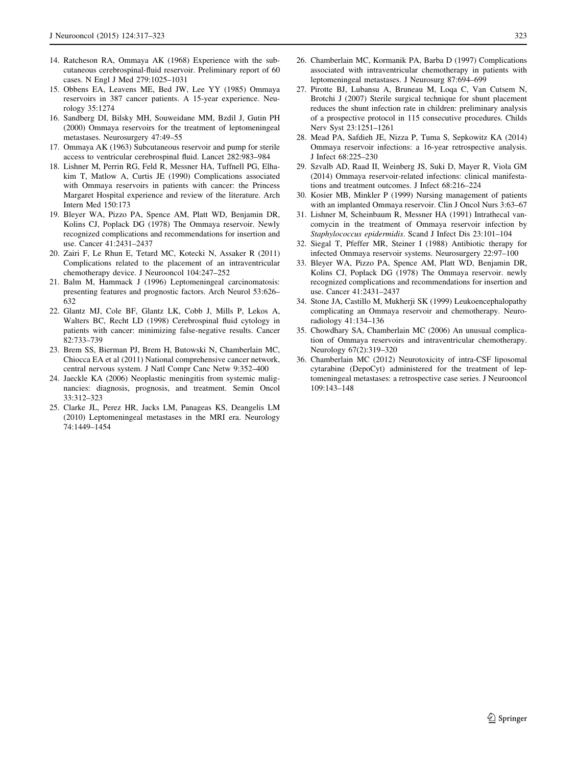14. Ratcheson RA, Ommaya AK (1968) Experience with the subcutaneous cerebrospinal-fluid reservoir. Preliminary report of 60 cases. N Engl J Med 279:1025–1031
15. Obbens EA, Leavens ME, Bed JW, Lee YY (1985) Ommaya reservoirs in 387 cancer patients. A 15-year experience. Neurology 35:1274
16. Sandberg DI, Bilsky MH, Souweidane MM, Bzdil J, Gutin PH (2000) Ommaya reservoirs for the treatment of leptomeningeal metastases. Neurosurgery 47:49–55
17. Ommaya AK (1963) Subcutaneous reservoir and pump for sterile access to ventricular cerebrospinal fluid. Lancet 282:983–984
18. Lishner M, Perrin RG, Feld R, Messner HA, Tuffnell PG, Elhakim T, Matlow A, Curtis JE (1990) Complications associated with Ommaya reservoirs in patients with cancer: the Princess Margaret Hospital experience and review of the literature. Arch Intern Med 150:173
19. Bleyer WA, Pizzo PA, Spence AM, Platt WD, Benjamin DR, Kolins CJ, Poplack DG (1978) The Ommaya reservoir. Newly recognized complications and recommendations for insertion and use. Cancer 41:2431–2437
20. Zairi F, Le Rhun E, Tetard MC, Kotecki N, Assaker R (2011) Complications related to the placement of an intraventricular chemotherapy device. J Neurooncol 104:247–252
21. Balm M, Hammack J (1996) Leptomeningeal carcinomatosis: presenting features and prognostic factors. Arch Neurol 53:626–632
22. Glantz MJ, Cole BF, Glantz LK, Cobb J, Mills P, Lekos A, Walters BC, Recht LD (1998) Cerebrospinal fluid cytology in patients with cancer: minimizing false-negative results. Cancer 82:733–739
23. Brem SS, Bierman PJ, Brem H, Butowski N, Chamberlain MC, Chiocca EA et al (2011) National comprehensive cancer network, central nervous system. J Natl Compr Canc Netw 9:352–400
24. Jaeckle KA (2006) Neoplastic meningitis from systemic malignancies: diagnosis, prognosis, and treatment. Semin Oncol 33:312–323
25. Clarke JL, Perez HR, Jacks LM, Panageas KS, Deangelis LM (2010) Leptomeningeal metastases in the MRI era. Neurology 74:1449–1454
26. Chamberlain MC, Kormanik PA, Barba D (1997) Complications associated with intraventricular chemotherapy in patients with leptomeningeal metastases. J Neurosurg 87:694–699
27. Pirotte BJ, Lubansu A, Bruneau M, Loqa C, Van Cutsem N, Brotchi J (2007) Sterile surgical technique for shunt placement reduces the shunt infection rate in children: preliminary analysis of a prospective protocol in 115 consecutive procedures. Childs Nerv Syst 23:1251–1261
28. Mead PA, Safdieh JE, Nizza P, Tuma S, Sepkowitz KA (2014) Ommaya reservoir infections: a 16-year retrospective analysis. J Infect 68:225–230
29. Szvalb AD, Raad II, Weinberg JS, Suki D, Mayer R, Viola GM (2014) Ommaya reservoir-related infections: clinical manifestations and treatment outcomes. J Infect 68:216–224
30. Kosier MB, Minkler P (1999) Nursing management of patients with an implanted Ommaya reservoir. Clin J Oncol Nurs 3:63–67
31. Lishner M, Scheinbaum R, Messner HA (1991) Intrathecal vancomycin in the treatment of Ommaya reservoir infection by *Staphylococcus epidermidis*. Scand J Infect Dis 23:101–104
32. Siegal T, Pfeffer MR, Steiner I (1988) Antibiotic therapy for infected Ommaya reservoir systems. Neurosurgery 22:97–100
33. Bleyer WA, Pizzo PA, Spence AM, Platt WD, Benjamin DR, Kolins CJ, Poplack DG (1978) The Ommaya reservoir. newly recognized complications and recommendations for insertion and use. Cancer 41:2431–2437
34. Stone JA, Castillo M, Mukherji SK (1999) Leukoencephalopathy complicating an Ommaya reservoir and chemotherapy. Neuroradiology 41:134–136
35. Chowdhary SA, Chamberlain MC (2006) An unusual complication of Ommaya reservoirs and intraventricular chemotherapy. Neurology 67(2):319–320
36. Chamberlain MC (2012) Neurotoxicity of intra-CSF liposomal cytarabine (DepoCyt) administered for the treatment of leptomeningeal metastases: a retrospective case series. J Neurooncol 109:143–148